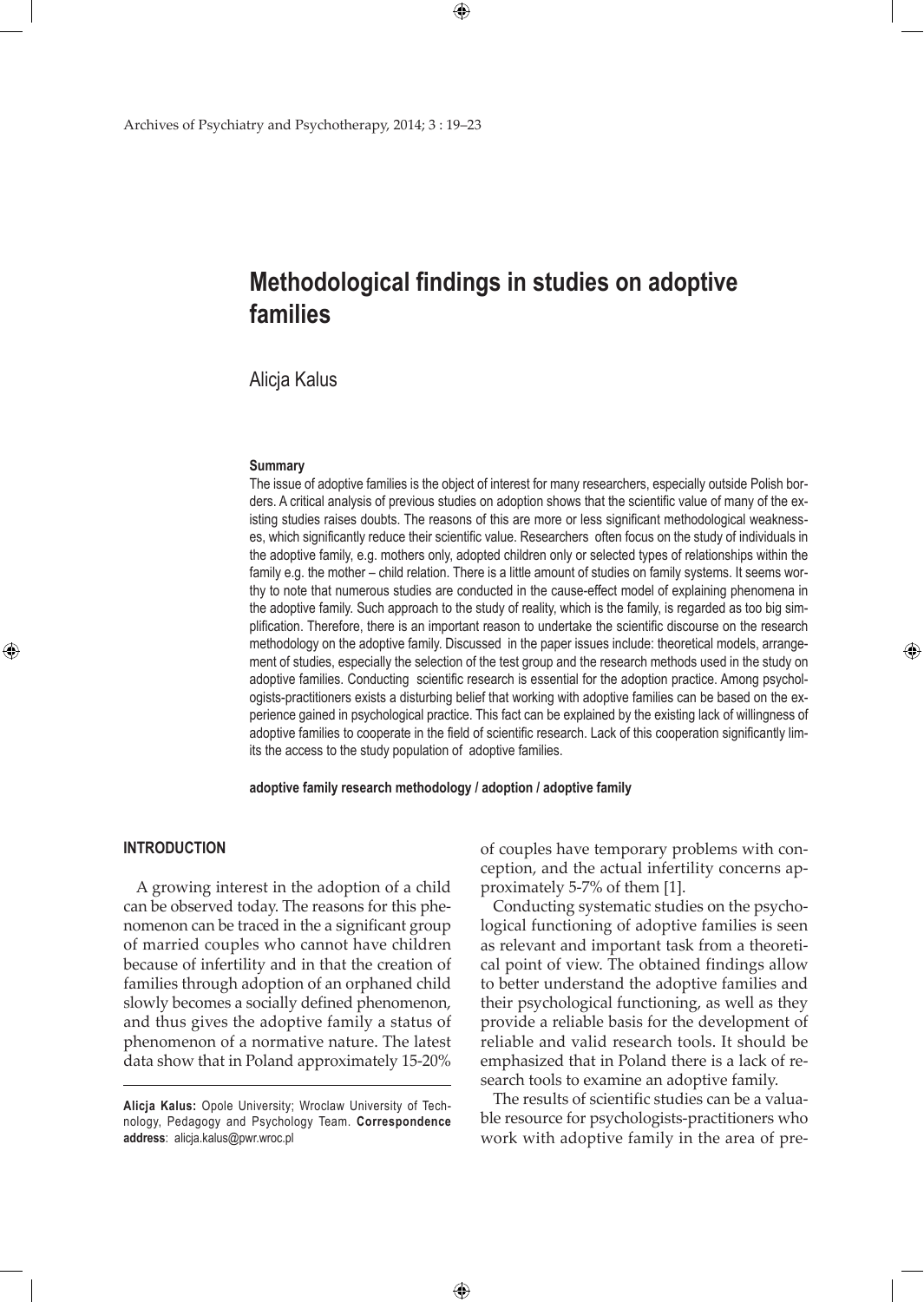# Methodological findings in studies on adoptive families

Alicja Kalus

## Summary

The issue of adoptive families is the object of interest for many researchers, especially outside Polish borders. A critical analysis of previous studies on adoption shows that the scientific value of many of the existing studies raises doubts. The reasons of this are more or less significant methodological weaknesses, which significantly reduce their scientific value. Researchers often focus on the study of individuals in the adoptive family, e.g. mothers only, adopted children only or selected types of relationships within the family e.g. the mother – child relation. There is a little amount of studies on family systems. It seems worthy to note that numerous studies are conducted in the cause-effect model of explaining phenomena in the adoptive family. Such approach to the study of reality, which is the family, is regarded as too big simplification. Therefore, there is an important reason to undertake the scientific discourse on the research methodology on the adoptive family. Discussed in the paper issues include: theoretical models, arrangement of studies, especially the selection of the test group and the research methods used in the study on adoptive families. Conducting scientific research is essential for the adoption practice. Among psychologists-practitioners exists a disturbing belief that working with adoptive families can be based on the experience gained in psychological practice. This fact can be explained by the existing lack of willingness of adoptive families to cooperate in the field of scientific research. Lack of this cooperation significantly limits the access to the study population of adoptive families.

**adoptive family research methodology / adoption / adoptive family**

## INTRODUCTION

A growing interest in the adoption of a child can be observed today. The reasons for this phenomenon can be traced in the a significant group of married couples who cannot have children because of infertility and in that the creation of families through adoption of an orphaned child slowly becomes a socially defined phenomenon, and thus gives the adoptive family a status of phenomenon of a normative nature. The latest data show that in Poland approximately 15-20% of couples have temporary problems with conception, and the actual infertility concerns approximately 5-7% of them [1].

Conducting systematic studies on the psychological functioning of adoptive families is seen as relevant and important task from a theoretical point of view. The obtained findings allow to better understand the adoptive families and their psychological functioning, as well as they provide a reliable basis for the development of reliable and valid research tools. It should be emphasized that in Poland there is a lack of research tools to examine an adoptive family.

The results of scientific studies can be a valuable resource for psychologists-practitioners who work with adoptive family in the area of pre-

**Alicja Kalus:** Opole University; Wroclaw University of Technology, Pedagogy and Psychology Team. **Correspondence address**: alicja.kalus@pwr.wroc.pl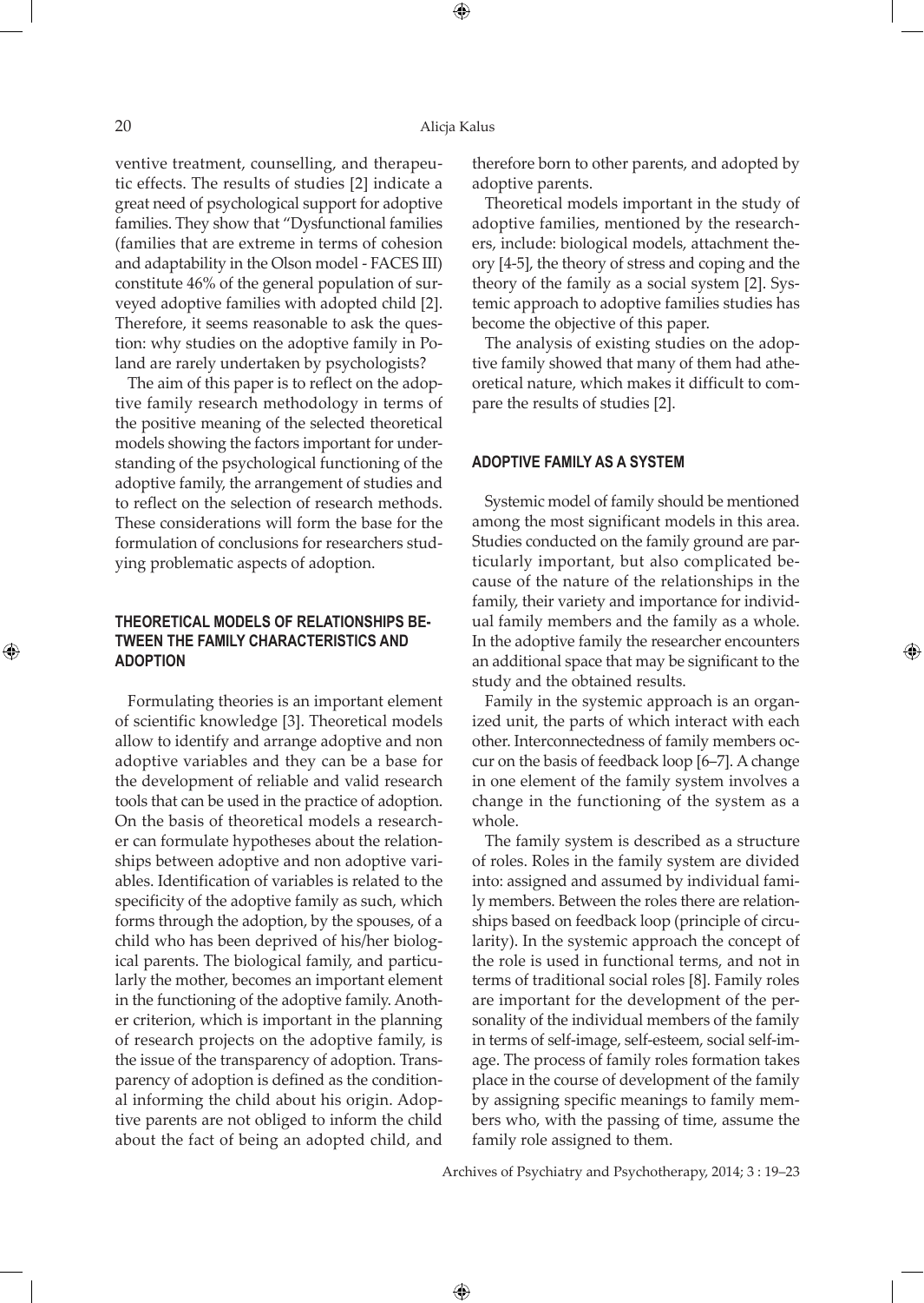ventive treatment, counselling, and therapeutic effects. The results of studies [2] indicate a great need of psychological support for adoptive families. They show that "Dysfunctional families (families that are extreme in terms of cohesion and adaptability in the Olson model - FACES III) constitute 46% of the general population of surveyed adoptive families with adopted child [2]. Therefore, it seems reasonable to ask the question: why studies on the adoptive family in Poland are rarely undertaken by psychologists?

The aim of this paper is to reflect on the adoptive family research methodology in terms of the positive meaning of the selected theoretical models showing the factors important for understanding of the psychological functioning of the adoptive family, the arrangement of studies and to reflect on the selection of research methods. These considerations will form the base for the formulation of conclusions for researchers studying problematic aspects of adoption.

## THEORETICAL MODELS OF RELATIONSHIPS BETWEEN THE FAMILY CHARACTERISTICS AND ADOPTION

Formulating theories is an important element of scientific knowledge [3]. Theoretical models allow to identify and arrange adoptive and non adoptive variables and they can be a base for the development of reliable and valid research tools that can be used in the practice of adoption. On the basis of theoretical models a researcher can formulate hypotheses about the relationships between adoptive and non adoptive variables. Identification of variables is related to the specificity of the adoptive family as such, which forms through the adoption, by the spouses, of a child who has been deprived of his/her biological parents. The biological family, and particularly the mother, becomes an important element in the functioning of the adoptive family. Another criterion, which is important in the planning of research projects on the adoptive family, is the issue of the transparency of adoption. Transparency of adoption is defined as the conditional informing the child about his origin. Adoptive parents are not obliged to inform the child about the fact of being an adopted child, and therefore born to other parents, and adopted by adoptive parents.

Theoretical models important in the study of adoptive families, mentioned by the researchers, include: biological models, attachment theory [4-5], the theory of stress and coping and the theory of the family as a social system [2]. Systemic approach to adoptive families studies has become the objective of this paper.

The analysis of existing studies on the adoptive family showed that many of them had atheoretical nature, which makes it difficult to compare the results of studies [2].

## ADOPTIVE FAMILY AS A SYSTEM

Systemic model of family should be mentioned among the most significant models in this area. Studies conducted on the family ground are particularly important, but also complicated because of the nature of the relationships in the family, their variety and importance for individual family members and the family as a whole. In the adoptive family the researcher encounters an additional space that may be significant to the study and the obtained results.

Family in the systemic approach is an organized unit, the parts of which interact with each other. Interconnectedness of family members occur on the basis of feedback loop [6–7]. A change in one element of the family system involves a change in the functioning of the system as a whole.

The family system is described as a structure of roles. Roles in the family system are divided into: assigned and assumed by individual family members. Between the roles there are relationships based on feedback loop (principle of circularity). In the systemic approach the concept of the role is used in functional terms, and not in terms of traditional social roles [8]. Family roles are important for the development of the personality of the individual members of the family in terms of self-image, self-esteem, social self-image. The process of family roles formation takes place in the course of development of the family by assigning specific meanings to family members who, with the passing of time, assume the family role assigned to them.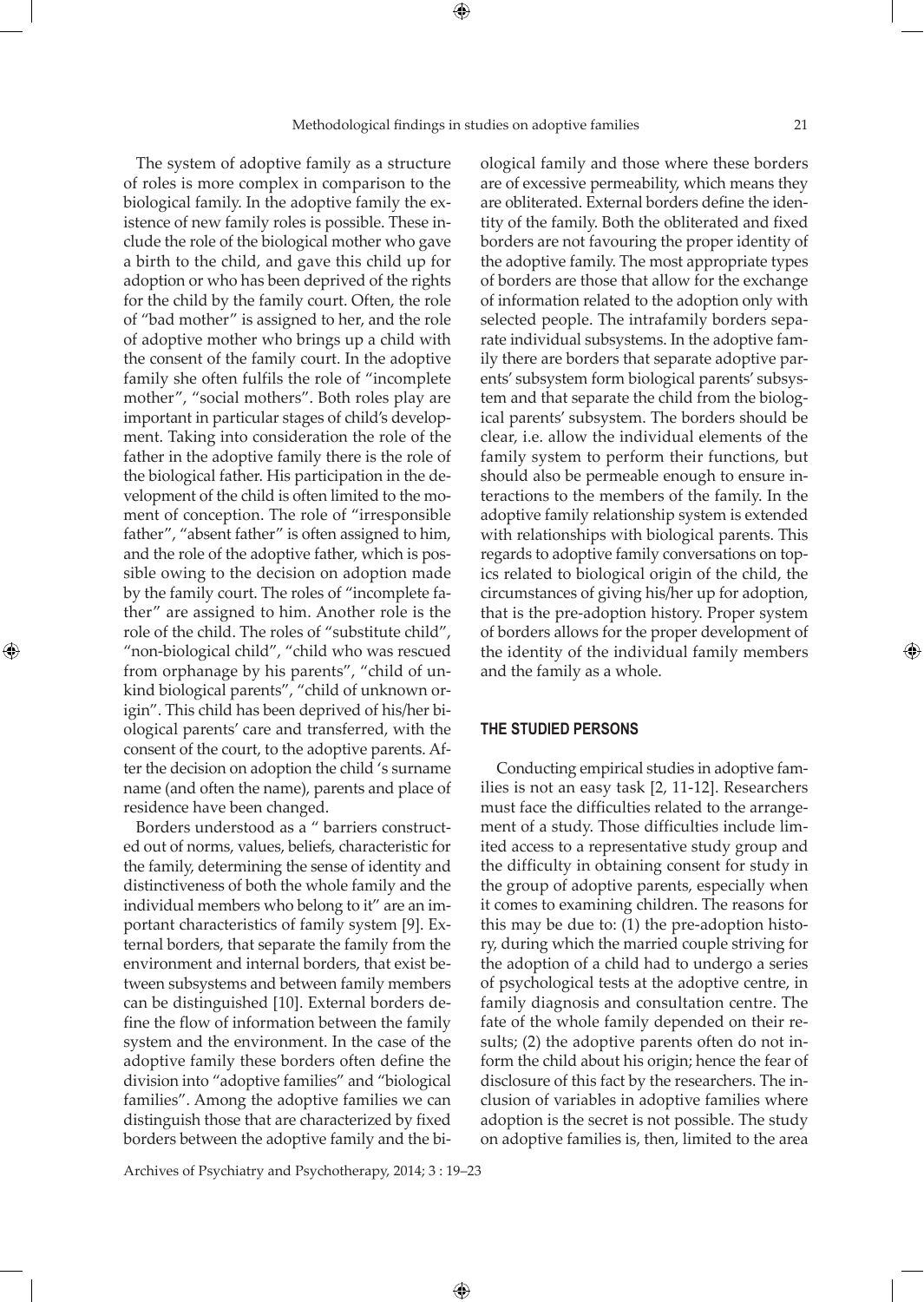The system of adoptive family as a structure of roles is more complex in comparison to the biological family. In the adoptive family the existence of new family roles is possible. These include the role of the biological mother who gave a birth to the child, and gave this child up for adoption or who has been deprived of the rights for the child by the family court. Often, the role of "bad mother" is assigned to her, and the role of adoptive mother who brings up a child with the consent of the family court. In the adoptive family she often fulfils the role of "incomplete mother", "social mothers". Both roles play are important in particular stages of child's development. Taking into consideration the role of the father in the adoptive family there is the role of the biological father. His participation in the development of the child is often limited to the moment of conception. The role of "irresponsible father", "absent father" is often assigned to him, and the role of the adoptive father, which is possible owing to the decision on adoption made by the family court. The roles of "incomplete father" are assigned to him. Another role is the role of the child. The roles of "substitute child", "non-biological child", "child who was rescued from orphanage by his parents", "child of unkind biological parents", "child of unknown origin". This child has been deprived of his/her biological parents' care and transferred, with the consent of the court, to the adoptive parents. After the decision on adoption the child 's surname name (and often the name), parents and place of residence have been changed.

Borders understood as a " barriers constructed out of norms, values, beliefs, characteristic for the family, determining the sense of identity and distinctiveness of both the whole family and the individual members who belong to it" are an important characteristics of family system [9]. External borders, that separate the family from the environment and internal borders, that exist between subsystems and between family members can be distinguished [10]. External borders define the flow of information between the family system and the environment. In the case of the adoptive family these borders often define the division into "adoptive families" and "biological families". Among the adoptive families we can distinguish those that are characterized by fixed borders between the adoptive family and the biological family and those where these borders are of excessive permeability, which means they are obliterated. External borders define the identity of the family. Both the obliterated and fixed borders are not favouring the proper identity of the adoptive family. The most appropriate types of borders are those that allow for the exchange of information related to the adoption only with selected people. The intrafamily borders separate individual subsystems. In the adoptive family there are borders that separate adoptive parents' subsystem form biological parents' subsystem and that separate the child from the biological parents' subsystem. The borders should be clear, i.e. allow the individual elements of the family system to perform their functions, but should also be permeable enough to ensure interactions to the members of the family. In the adoptive family relationship system is extended with relationships with biological parents. This regards to adoptive family conversations on topics related to biological origin of the child, the circumstances of giving his/her up for adoption, that is the pre-adoption history. Proper system of borders allows for the proper development of the identity of the individual family members and the family as a whole.

## THE STUDIED PERSONS

Conducting empirical studies in adoptive families is not an easy task [2, 11-12]. Researchers must face the difficulties related to the arrangement of a study. Those difficulties include limited access to a representative study group and the difficulty in obtaining consent for study in the group of adoptive parents, especially when it comes to examining children. The reasons for this may be due to: (1) the pre-adoption history, during which the married couple striving for the adoption of a child had to undergo a series of psychological tests at the adoptive centre, in family diagnosis and consultation centre. The fate of the whole family depended on their results; (2) the adoptive parents often do not inform the child about his origin; hence the fear of disclosure of this fact by the researchers. The inclusion of variables in adoptive families where adoption is the secret is not possible. The study on adoptive families is, then, limited to the area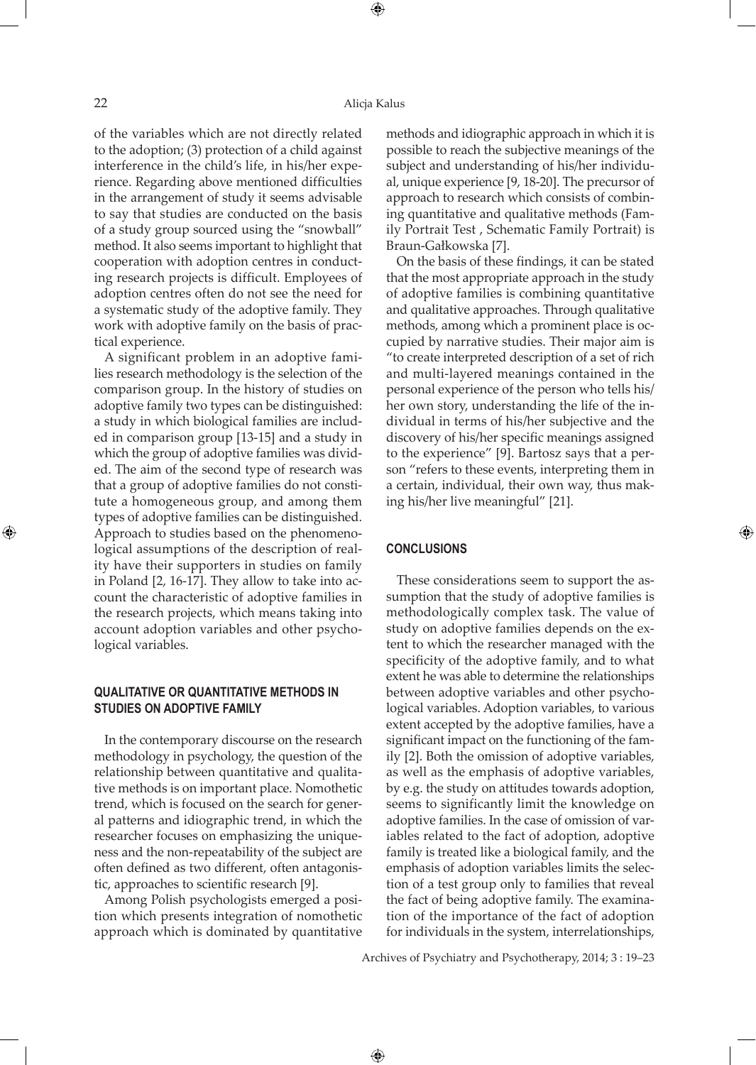of the variables which are not directly related to the adoption; (3) protection of a child against interference in the child's life, in his/her experience. Regarding above mentioned difficulties in the arrangement of study it seems advisable to say that studies are conducted on the basis of a study group sourced using the "snowball" method. It also seems important to highlight that cooperation with adoption centres in conducting research projects is difficult. Employees of adoption centres often do not see the need for a systematic study of the adoptive family. They work with adoptive family on the basis of practical experience.

A significant problem in an adoptive families research methodology is the selection of the comparison group. In the history of studies on adoptive family two types can be distinguished: a study in which biological families are included in comparison group [13-15] and a study in which the group of adoptive families was divided. The aim of the second type of research was that a group of adoptive families do not constitute a homogeneous group, and among them types of adoptive families can be distinguished. Approach to studies based on the phenomenological assumptions of the description of reality have their supporters in studies on family in Poland [2, 16-17]. They allow to take into account the characteristic of adoptive families in the research projects, which means taking into account adoption variables and other psychological variables.

## QUALITATIVE OR QUANTITATIVE METHODS IN STUDIES ON ADOPTIVE FAMILY

In the contemporary discourse on the research methodology in psychology, the question of the relationship between quantitative and qualitative methods is on important place. Nomothetic trend, which is focused on the search for general patterns and idiographic trend, in which the researcher focuses on emphasizing the uniqueness and the non-repeatability of the subject are often defined as two different, often antagonistic, approaches to scientific research [9].

Among Polish psychologists emerged a position which presents integration of nomothetic approach which is dominated by quantitative methods and idiographic approach in which it is possible to reach the subjective meanings of the subject and understanding of his/her individual, unique experience [9, 18-20]. The precursor of approach to research which consists of combining quantitative and qualitative methods (Family Portrait Test , Schematic Family Portrait) is Braun-Gałkowska [7].

On the basis of these findings, it can be stated that the most appropriate approach in the study of adoptive families is combining quantitative and qualitative approaches. Through qualitative methods, among which a prominent place is occupied by narrative studies. Their major aim is "to create interpreted description of a set of rich and multi-layered meanings contained in the personal experience of the person who tells his/her own story, understanding the life of the individual in terms of his/her subjective and the discovery of his/her specific meanings assigned to the experience" [9]. Bartosz says that a person "refers to these events, interpreting them in a certain, individual, their own way, thus making his/her live meaningful" [21].

## CONCLUSIONS

These considerations seem to support the assumption that the study of adoptive families is methodologically complex task. The value of study on adoptive families depends on the extent to which the researcher managed with the specificity of the adoptive family, and to what extent he was able to determine the relationships between adoptive variables and other psychological variables. Adoption variables, to various extent accepted by the adoptive families, have a significant impact on the functioning of the family [2]. Both the omission of adoptive variables, as well as the emphasis of adoptive variables, by e.g. the study on attitudes towards adoption, seems to significantly limit the knowledge on adoptive families. In the case of omission of variables related to the fact of adoption, adoptive family is treated like a biological family, and the emphasis of adoption variables limits the selection of a test group only to families that reveal the fact of being adoptive family. The examination of the importance of the fact of adoption for individuals in the system, interrelationships,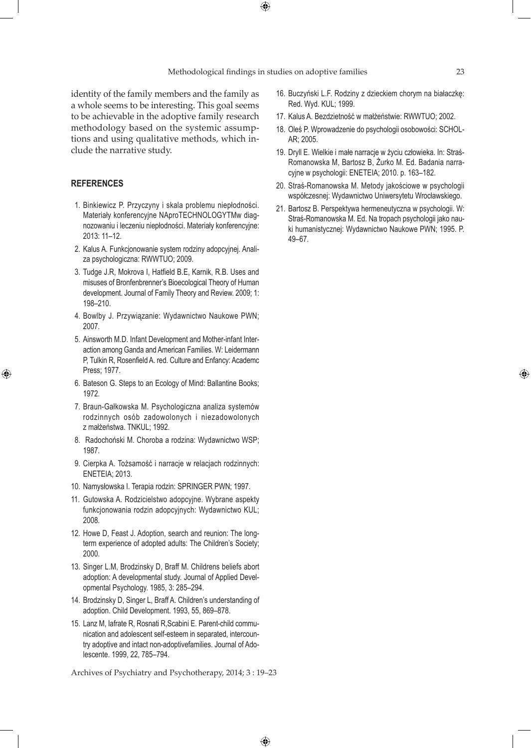identity of the family members and the family as a whole seems to be interesting. This goal seems to be achievable in the adoptive family research methodology based on the systemic assumptions and using qualitative methods, which include the narrative study.

## REFERENCES

1. Binkiewicz P. Przyczyny i skala problemu niepłodności. Materiały konferencyjne NAproTECHNOLOGYTMw diagnozowaniu i leczeniu niepłodności. Materiały konferencyjne: 2013: 11–12.
2. Kalus A. Funkcjonowanie system rodziny adopcyjnej. Analiza psychologiczna: RWWTUO; 2009.
3. Tudge J.R, Mokrova I, Hatfield B.E, Karnik, R.B. Uses and misuses of Bronfenbrenner's Bioecological Theory of Human development. Journal of Family Theory and Review. 2009; 1: 198–210.
4. Bowlby J. Przywiązanie: Wydawnictwo Naukowe PWN; 2007.
5. Ainsworth M.D. Infant Development and Mother-infant Interaction among Ganda and American Families. W: Leidermann P, Tulkin R, Rosenfield A. red. Culture and Enfancy: Academc Press; 1977.
6. Bateson G. Steps to an Ecology of Mind: Ballantine Books; 1972.
7. Braun-Gałkowska M. Psychologiczna analiza systemów rodzinnych osób zadowolonych i niezadowolonych z małżeństwa. TNKUL; 1992.
8. Radochoński M. Choroba a rodzina: Wydawnictwo WSP; 1987.
9. Cierpka A. Tożsamość i narracje w relacjach rodzinnych: ENETEIA; 2013.
10. Namysłowska I. Terapia rodzin: SPRINGER PWN; 1997.
11. Gutowska A. Rodzicielstwo adopcyjne. Wybrane aspekty funkcjonowania rodzin adopcyjnych: Wydawnictwo KUL; 2008.
12. Howe D, Feast J. Adoption, search and reunion: The long-term experience of adopted adults: The Children's Society; 2000.
13. Singer L.M, Brodzinsky D, Braff M. Childrens beliefs abort adoption: A developmental study. Journal of Applied Developmental Psychology. 1985, 3: 285–294.
14. Brodzinsky D, Singer L, Braff A. Children's understanding of adoption. Child Development. 1993, 55, 869–878.
15. Lanz M, Iafrate R, Rosnati R,Scabini E. Parent-child communication and adolescent self-esteem in separated, intercountry adoptive and intact non-adoptivefamilies. Journal of Adolescente. 1999, 22, 785–794.
16. Buczyński L.F. Rodziny z dzieckiem chorym na białaczkę: Red. Wyd. KUL; 1999.
17. Kalus A. Bezdzietność w małżeństwie: RWWTUO; 2002.
18. Oleś P. Wprowadzenie do psychologii osobowości: SCHOLAR; 2005.
19. Dryll E. Wielkie i małe narracje w życiu człowieka. In: Straś-Romanowska M, Bartosz B, Żurko M. Ed. Badania narracyjne w psychologii: ENETEIA; 2010. p. 163–182.
20. Straś-Romanowska M. Metody jakościowe w psychologii współczesnej: Wydawnictwo Uniwersytetu Wrocławskiego.
21. Bartosz B. Perspektywa hermeneutyczna w psychologii. W: Straś-Romanowska M. Ed. Na tropach psychologii jako nauki humanistycznej: Wydawnictwo Naukowe PWN; 1995. P. 49–67.